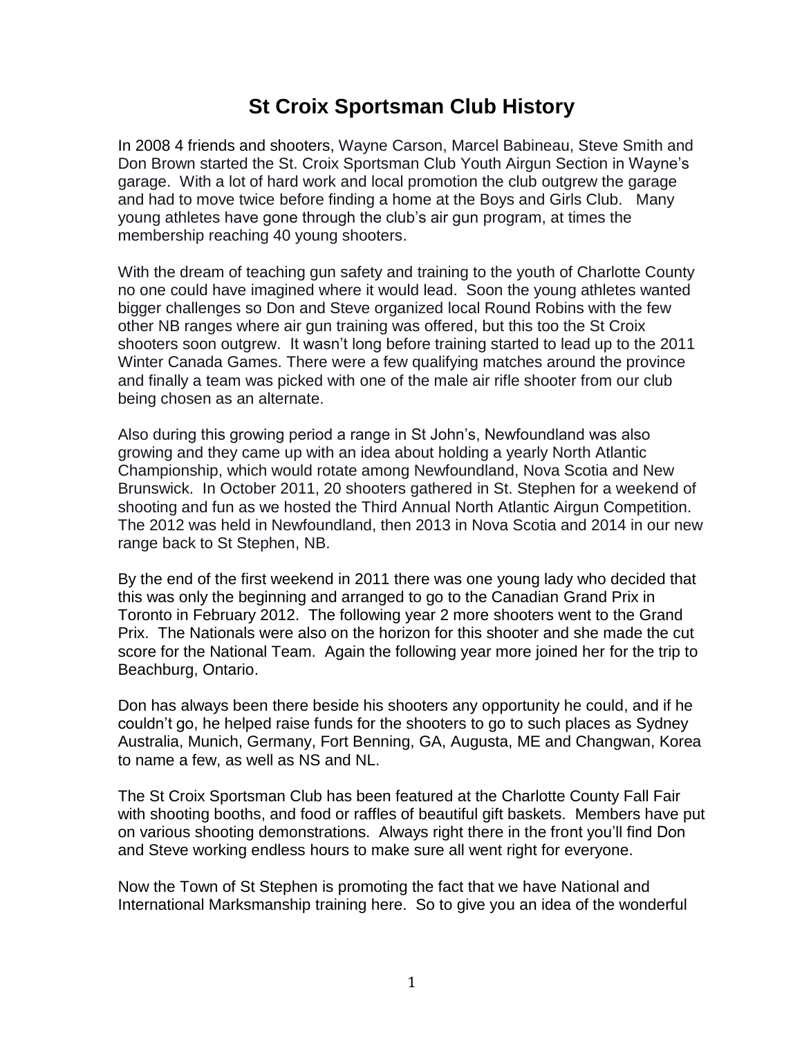# St Croix Sportsman Club History

In 2008 4 friends and shooters, Wayne Carson, Marcel Babineau, Steve Smith and Don Brown started the St. Croix Sportsman Club Youth Airgun Section in Wayne's garage. With a lot of hard work and local promotion the club outgrew the garage and had to move twice before finding a home at the Boys and Girls Club. Many young athletes have gone through the club's air gun program, at times the membership reaching 40 young shooters.

With the dream of teaching gun safety and training to the youth of Charlotte County no one could have imagined where it would lead. Soon the young athletes wanted bigger challenges so Don and Steve organized local Round Robins with the few other NB ranges where air gun training was offered, but this too the St Croix shooters soon outgrew. It wasn't long before training started to lead up to the 2011 Winter Canada Games. There were a few qualifying matches around the province and finally a team was picked with one of the male air rifle shooter from our club being chosen as an alternate.

Also during this growing period a range in St John's, Newfoundland was also growing and they came up with an idea about holding a yearly North Atlantic Championship, which would rotate among Newfoundland, Nova Scotia and New Brunswick. In October 2011, 20 shooters gathered in St. Stephen for a weekend of shooting and fun as we hosted the Third Annual North Atlantic Airgun Competition. The 2012 was held in Newfoundland, then 2013 in Nova Scotia and 2014 in our new range back to St Stephen, NB.

By the end of the first weekend in 2011 there was one young lady who decided that this was only the beginning and arranged to go to the Canadian Grand Prix in Toronto in February 2012. The following year 2 more shooters went to the Grand Prix. The Nationals were also on the horizon for this shooter and she made the cut score for the National Team. Again the following year more joined her for the trip to Beachburg, Ontario.

Don has always been there beside his shooters any opportunity he could, and if he couldn't go, he helped raise funds for the shooters to go to such places as Sydney Australia, Munich, Germany, Fort Benning, GA, Augusta, ME and Changwan, Korea to name a few, as well as NS and NL.

The St Croix Sportsman Club has been featured at the Charlotte County Fall Fair with shooting booths, and food or raffles of beautiful gift baskets. Members have put on various shooting demonstrations. Always right there in the front you'll find Don and Steve working endless hours to make sure all went right for everyone.

Now the Town of St Stephen is promoting the fact that we have National and International Marksmanship training here. So to give you an idea of the wonderful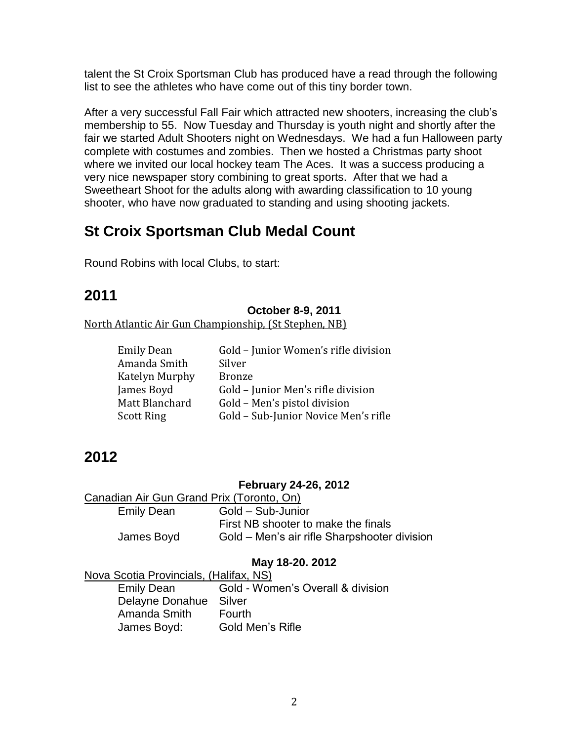talent the St Croix Sportsman Club has produced have a read through the following list to see the athletes who have come out of this tiny border town.

After a very successful Fall Fair which attracted new shooters, increasing the club's membership to 55. Now Tuesday and Thursday is youth night and shortly after the fair we started Adult Shooters night on Wednesdays. We had a fun Halloween party complete with costumes and zombies. Then we hosted a Christmas party shoot where we invited our local hockey team The Aces. It was a success producing a very nice newspaper story combining to great sports. After that we had a Sweetheart Shoot for the adults along with awarding classification to 10 young shooter, who have now graduated to standing and using shooting jackets.

## St Croix Sportsman Club Medal Count

Round Robins with local Clubs, to start:

## 2011

**October 8-9, 2011**

North Atlantic Air Gun Championship, (St Stephen, NB)

| | |
|---|---|
| Emily Dean | Gold – Junior Women's rifle division |
| Amanda Smith | Silver |
| Katelyn Murphy | Bronze |
| James Boyd | Gold – Junior Men's rifle division |
| Matt Blanchard | Gold – Men's pistol division |
| Scott Ring | Gold – Sub-Junior Novice Men's rifle |

## 2012

**February 24-26, 2012**

Canadian Air Gun Grand Prix (Toronto, On)

| | |
|---|---|
| Emily Dean | Gold – Sub-Junior<br>First NB shooter to make the finals |
| James Boyd | Gold – Men's air rifle Sharpshooter division |

**May 18-20. 2012**

Nova Scotia Provincials, (Halifax, NS)

| | |
|---|---|
| Emily Dean | Gold - Women's Overall & division |
| Delayne Donahue | Silver |
| Amanda Smith | Fourth |
| James Boyd: | Gold Men's Rifle |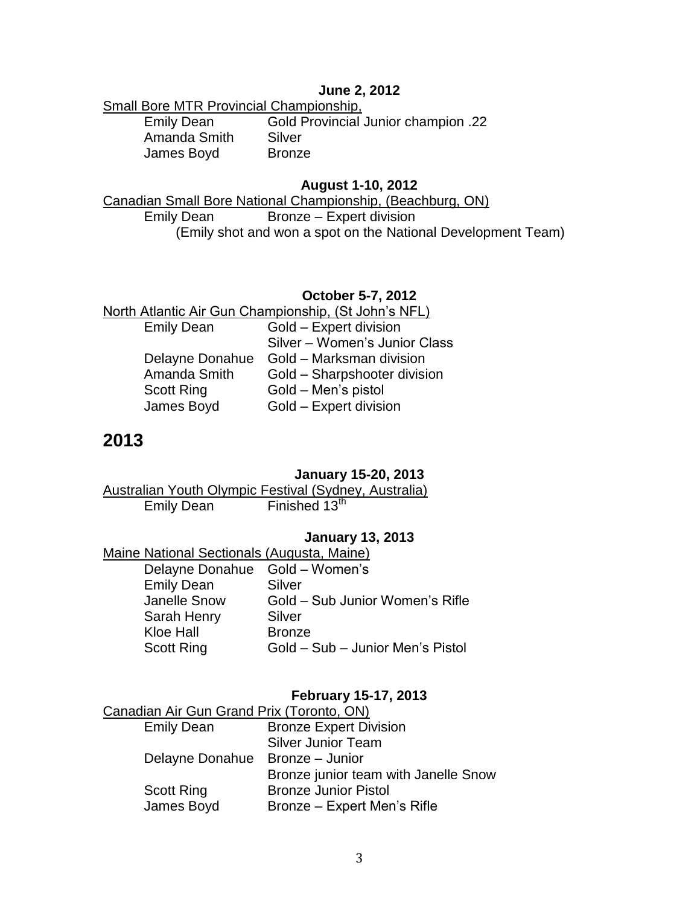**June 2, 2012**

Small Bore MTR Provincial Championship,

| | |
|---|---|
| Emily Dean | Gold Provincial Junior champion .22 |
| Amanda Smith | Silver |
| James Boyd | Bronze |

**August 1-10, 2012**

Canadian Small Bore National Championship, (Beachburg, ON)

| | |
|---|---|
| Emily Dean | Bronze – Expert division |

(Emily shot and won a spot on the National Development Team)

**October 5-7, 2012**

North Atlantic Air Gun Championship, (St John's NFL)

| | |
|---|---|
| Emily Dean | Gold – Expert division |
| | Silver – Women's Junior Class |
| Delayne Donahue | Gold – Marksman division |
| Amanda Smith | Gold – Sharpshooter division |
| Scott Ring | Gold – Men's pistol |
| James Boyd | Gold – Expert division |

# 2013

**January 15-20, 2013**

Australian Youth Olympic Festival (Sydney, Australia)

| | |
|---|---|
| Emily Dean | Finished 13th |

**January 13, 2013**

Maine National Sectionals (Augusta, Maine)

| | |
|---|---|
| Delayne Donahue | Gold – Women's |
| Emily Dean | Silver |
| Janelle Snow | Gold – Sub Junior Women's Rifle |
| Sarah Henry | Silver |
| Kloe Hall | Bronze |
| Scott Ring | Gold – Sub – Junior Men's Pistol |

**February 15-17, 2013**

Canadian Air Gun Grand Prix (Toronto, ON)

| | |
|---|---|
| Emily Dean | Bronze Expert Division |
| | Silver Junior Team |
| Delayne Donahue | Bronze – Junior |
| | Bronze junior team with Janelle Snow |
| Scott Ring | Bronze Junior Pistol |
| James Boyd | Bronze – Expert Men's Rifle |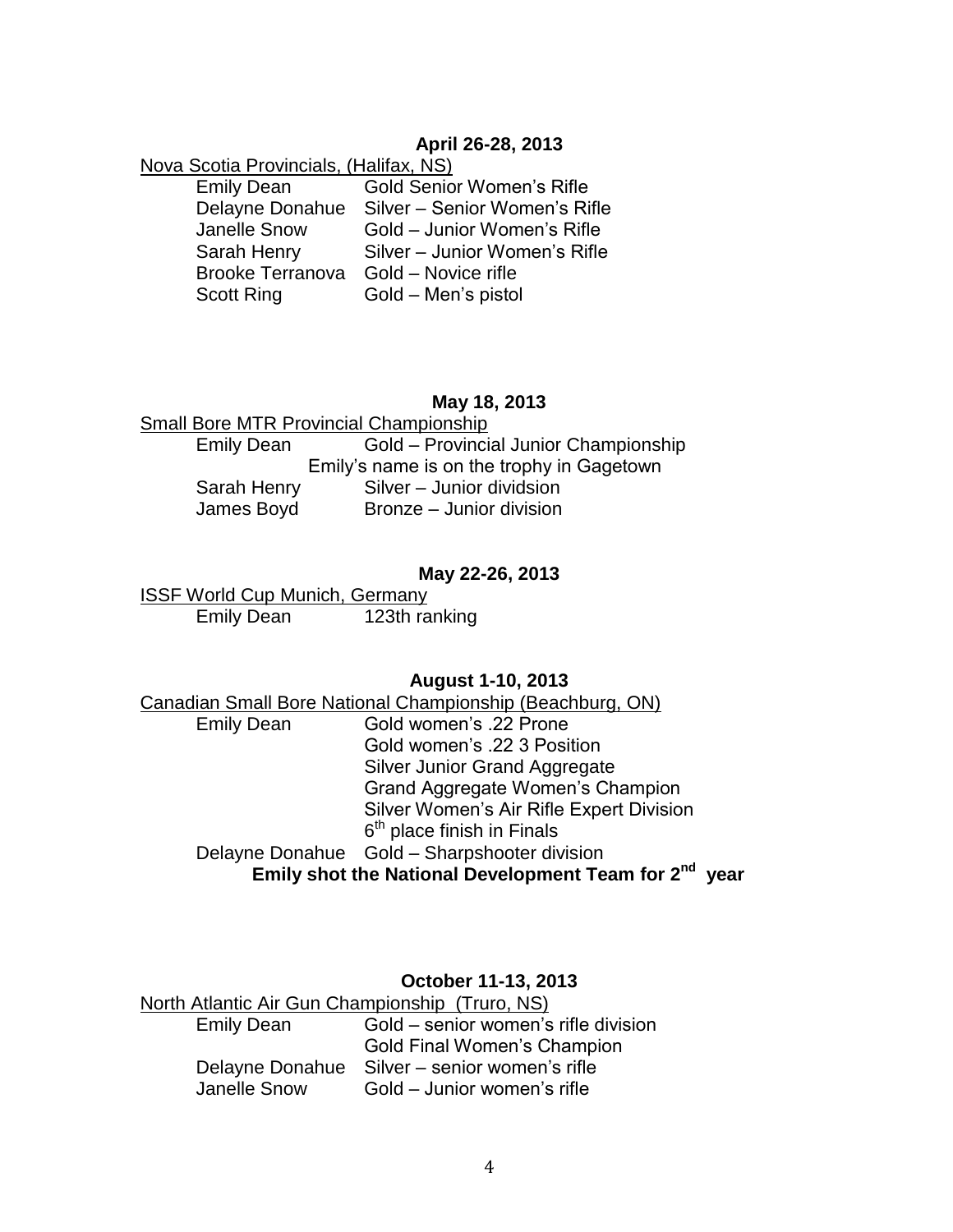**April 26-28, 2013**

Nova Scotia Provincials, (Halifax, NS)

| | |
|---|---|
| Emily Dean | Gold Senior Women's Rifle |
| Delayne Donahue | Silver – Senior Women's Rifle |
| Janelle Snow | Gold – Junior Women's Rifle |
| Sarah Henry | Silver – Junior Women's Rifle |
| Brooke Terranova | Gold – Novice rifle |
| Scott Ring | Gold – Men's pistol |

**May 18, 2013**

Small Bore MTR Provincial Championship

| | |
|---|---|
| Emily Dean | Gold – Provincial Junior Championship |
| | Emily's name is on the trophy in Gagetown |
| Sarah Henry | Silver – Junior dividsion |
| James Boyd | Bronze – Junior division |

**May 22-26, 2013**

ISSF World Cup Munich, Germany

| | |
|---|---|
| Emily Dean | 123th ranking |

**August 1-10, 2013**

Canadian Small Bore National Championship (Beachburg, ON)

| | |
|---|---|
| Emily Dean | Gold women's .22 Prone |
| | Gold women's .22 3 Position |
| | Silver Junior Grand Aggregate |
| | Grand Aggregate Women's Champion |
| | Silver Women's Air Rifle Expert Division |
| | 6th place finish in Finals |
| Delayne Donahue | Gold – Sharpshooter division |

**Emily shot the National Development Team for 2nd year**

**October 11-13, 2013**

North Atlantic Air Gun Championship (Truro, NS)

| | |
|---|---|
| Emily Dean | Gold – senior women's rifle division |
| | Gold Final Women's Champion |
| Delayne Donahue | Silver – senior women's rifle |
| Janelle Snow | Gold – Junior women's rifle |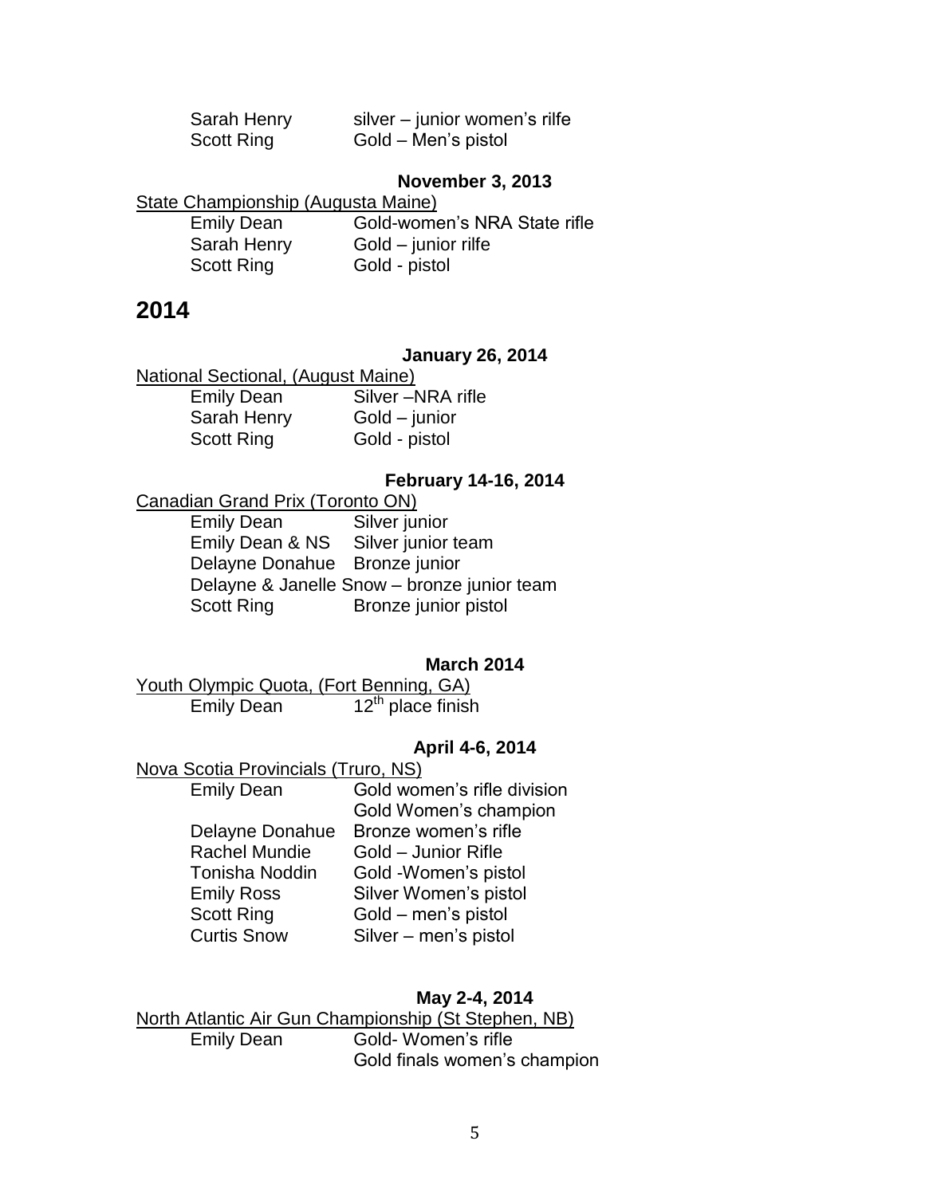Sarah Henry silver – junior women's rilfe
Scott Ring Gold – Men's pistol

**November 3, 2013**

State Championship (Augusta Maine)

| | |
|---|---|
| Emily Dean | Gold-women's NRA State rifle |
| Sarah Henry | Gold – junior rilfe |
| Scott Ring | Gold - pistol |

## 2014

**January 26, 2014**

National Sectional, (August Maine)

| | |
|---|---|
| Emily Dean | Silver –NRA rifle |
| Sarah Henry | Gold – junior |
| Scott Ring | Gold - pistol |

**February 14-16, 2014**

Canadian Grand Prix (Toronto ON)

| | |
|---|---|
| Emily Dean | Silver junior |
| Emily Dean & NS | Silver junior team |
| Delayne Donahue | Bronze junior |
| Delayne & Janelle Snow – bronze junior team | |
| Scott Ring | Bronze junior pistol |

**March 2014**

Youth Olympic Quota, (Fort Benning, GA)

| | |
|---|---|
| Emily Dean | 12th place finish |

**April 4-6, 2014**

Nova Scotia Provincials (Truro, NS)

| | |
|---|---|
| Emily Dean | Gold women's rifle division |
| | Gold Women's champion |
| Delayne Donahue | Bronze women's rifle |
| Rachel Mundie | Gold – Junior Rifle |
| Tonisha Noddin | Gold -Women's pistol |
| Emily Ross | Silver Women's pistol |
| Scott Ring | Gold – men's pistol |
| Curtis Snow | Silver – men's pistol |

**May 2-4, 2014**

North Atlantic Air Gun Championship (St Stephen, NB)

| | |
|---|---|
| Emily Dean | Gold- Women's rifle |
| | Gold finals women's champion |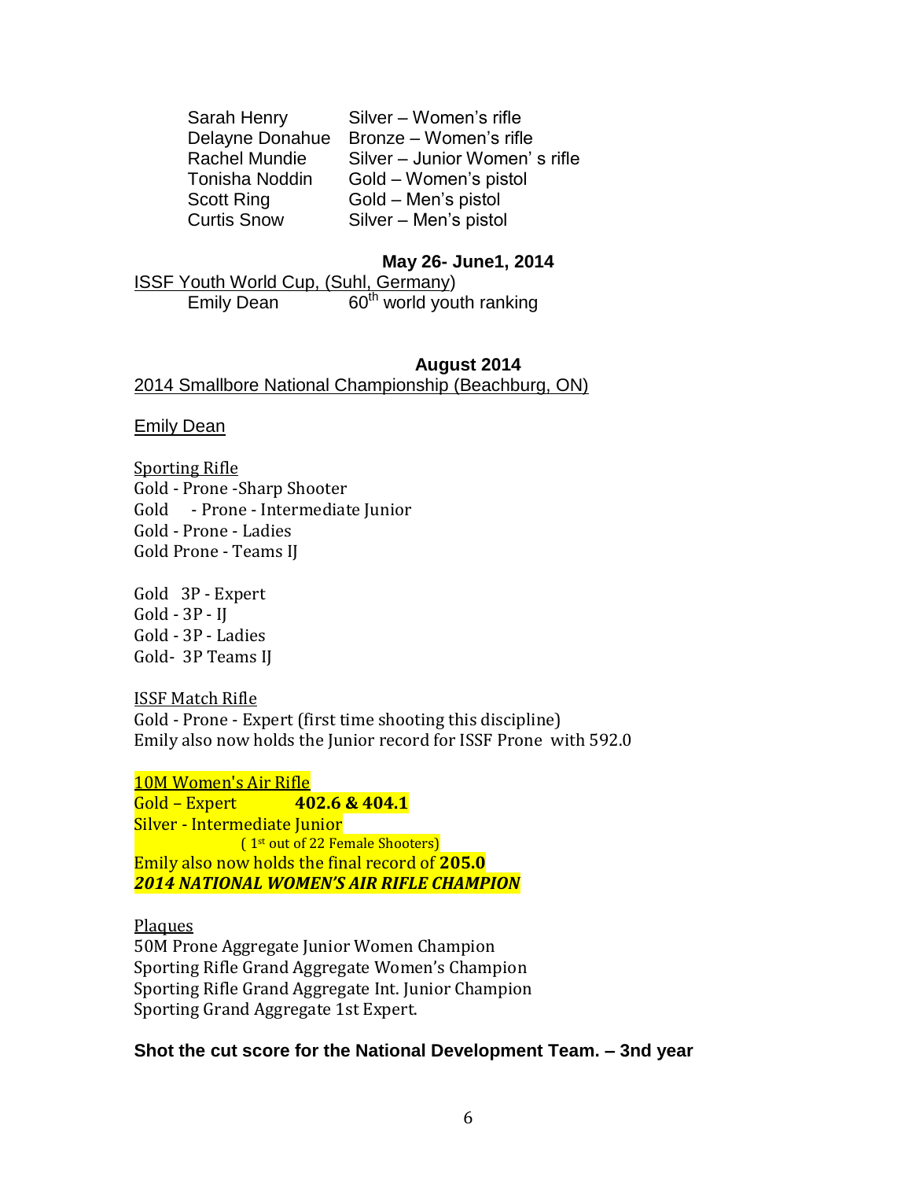| | |
|---|---|
| Sarah Henry | Silver – Women's rifle |
| Delayne Donahue | Bronze – Women's rifle |
| Rachel Mundie | Silver – Junior Women' s rifle |
| Tonisha Noddin | Gold – Women's pistol |
| Scott Ring | Gold – Men's pistol |
| Curtis Snow | Silver – Men's pistol |

**May 26- June1, 2014**

<u>ISSF Youth World Cup, (Suhl, Germany)</u>

Emily Dean 60th world youth ranking

**August 2014**

<u>2014 Smallbore National Championship (Beachburg, ON)</u>

<u>Emily Dean</u>

<u>Sporting Rifle</u>

Gold - Prone -Sharp Shooter
Gold - Prone - Intermediate Junior
Gold - Prone - Ladies
Gold Prone - Teams IJ

Gold 3P - Expert
Gold - 3P - IJ
Gold - 3P - Ladies
Gold- 3P Teams IJ

<u>ISSF Match Rifle</u>

Gold - Prone - Expert (first time shooting this discipline)
Emily also now holds the Junior record for ISSF Prone with 592.0

<u>10M Women's Air Rifle</u>

Gold – Expert **402.6 & 404.1**
Silver - Intermediate Junior
(1st out of 22 Female Shooters)
Emily also now holds the final record of **205.0**
***2014 NATIONAL WOMEN'S AIR RIFLE CHAMPION***

<u>Plaques</u>

50M Prone Aggregate Junior Women Champion
Sporting Rifle Grand Aggregate Women's Champion
Sporting Rifle Grand Aggregate Int. Junior Champion
Sporting Grand Aggregate 1st Expert.

**Shot the cut score for the National Development Team. – 3nd year**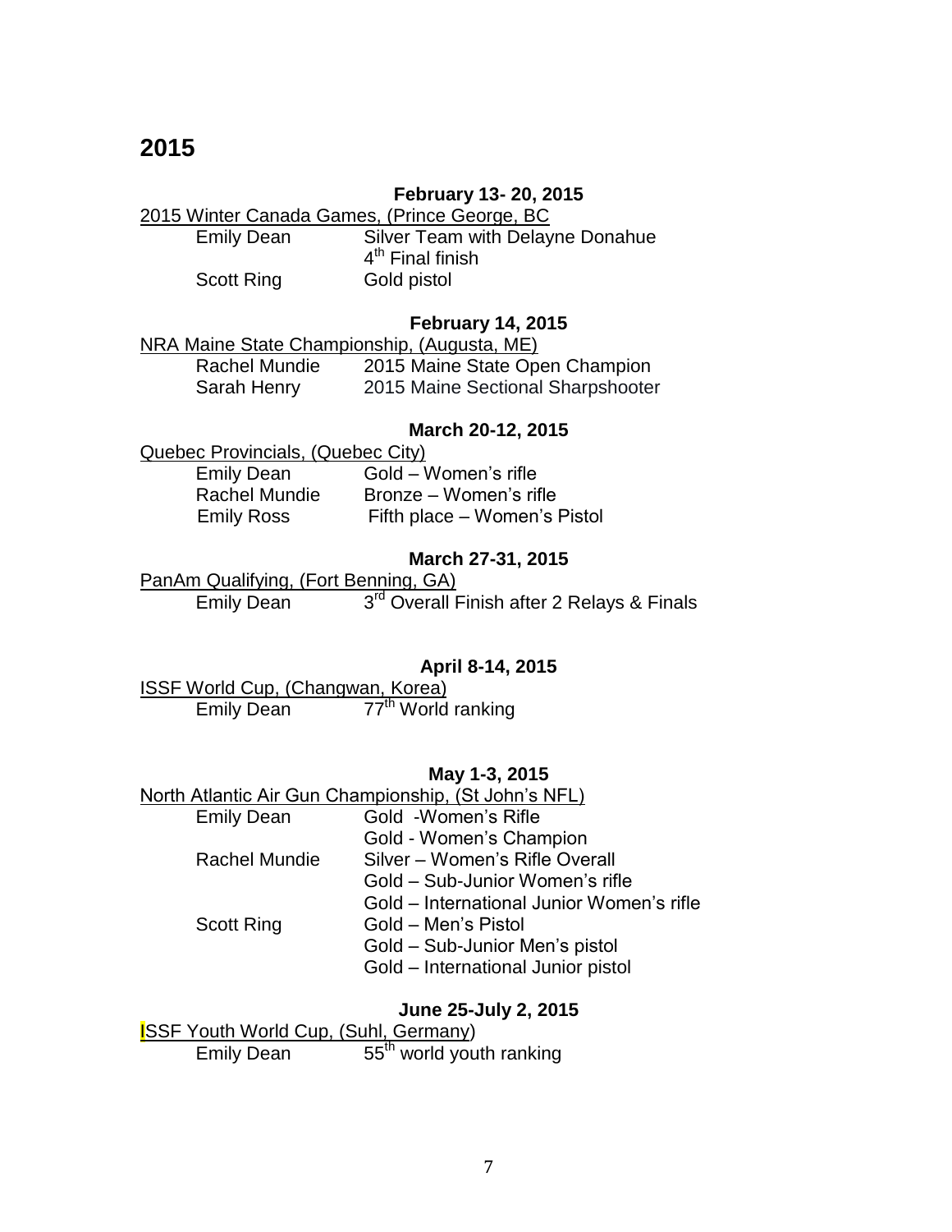# 2015

**February 13- 20, 2015**

2015 Winter Canada Games, (Prince George, BC

| | |
|---|---|
| Emily Dean | Silver Team with Delayne Donahue |
| | 4th Final finish |
| Scott Ring | Gold pistol |

**February 14, 2015**

NRA Maine State Championship, (Augusta, ME)

| | |
|---|---|
| Rachel Mundie | 2015 Maine State Open Champion |
| Sarah Henry | 2015 Maine Sectional Sharpshooter |

**March 20-12, 2015**

Quebec Provincials, (Quebec City)

| | |
|---|---|
| Emily Dean | Gold – Women's rifle |
| Rachel Mundie | Bronze – Women's rifle |
| Emily Ross | Fifth place – Women's Pistol |

**March 27-31, 2015**

PanAm Qualifying, (Fort Benning, GA)

| | |
|---|---|
| Emily Dean | 3rd Overall Finish after 2 Relays & Finals |

**April 8-14, 2015**

ISSF World Cup, (Changwan, Korea)

| | |
|---|---|
| Emily Dean | 77th World ranking |

**May 1-3, 2015**

North Atlantic Air Gun Championship, (St John's NFL)

| | |
|---|---|
| Emily Dean | Gold -Women's Rifle |
| | Gold - Women's Champion |
| Rachel Mundie | Silver – Women's Rifle Overall |
| | Gold – Sub-Junior Women's rifle |
| | Gold – International Junior Women's rifle |
| Scott Ring | Gold – Men's Pistol |
| | Gold – Sub-Junior Men's pistol |
| | Gold – International Junior pistol |

**June 25-July 2, 2015**

ISSF Youth World Cup, (Suhl, Germany)

| | |
|---|---|
| Emily Dean | 55th world youth ranking |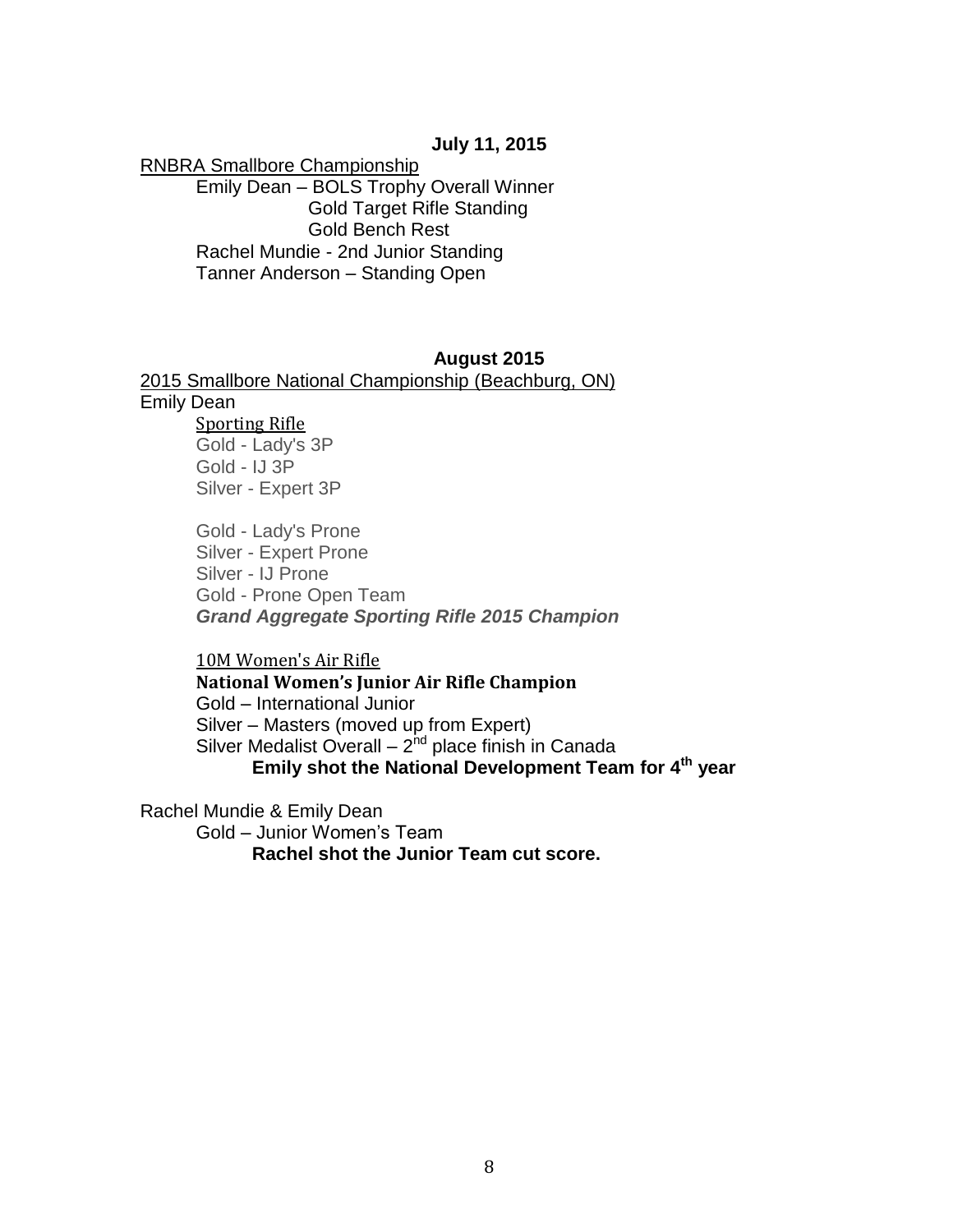**July 11, 2015**

RNBRA Smallbore Championship

Emily Dean – BOLS Trophy Overall Winner
Gold Target Rifle Standing
Gold Bench Rest

Rachel Mundie - 2nd Junior Standing

Tanner Anderson – Standing Open

**August 2015**

2015 Smallbore National Championship (Beachburg, ON)

Emily Dean

Sporting Rifle

Gold - Lady's 3P
Gold - IJ 3P
Silver - Expert 3P

Gold - Lady's Prone
Silver - Expert Prone
Silver - IJ Prone
Gold - Prone Open Team
***Grand Aggregate Sporting Rifle 2015 Champion***

10M Women's Air Rifle

**National Women's Junior Air Rifle Champion**
Gold – International Junior
Silver – Masters (moved up from Expert)
Silver Medalist Overall – 2nd place finish in Canada
**Emily shot the National Development Team for 4th year**

Rachel Mundie & Emily Dean

Gold – Junior Women's Team
**Rachel shot the Junior Team cut score.**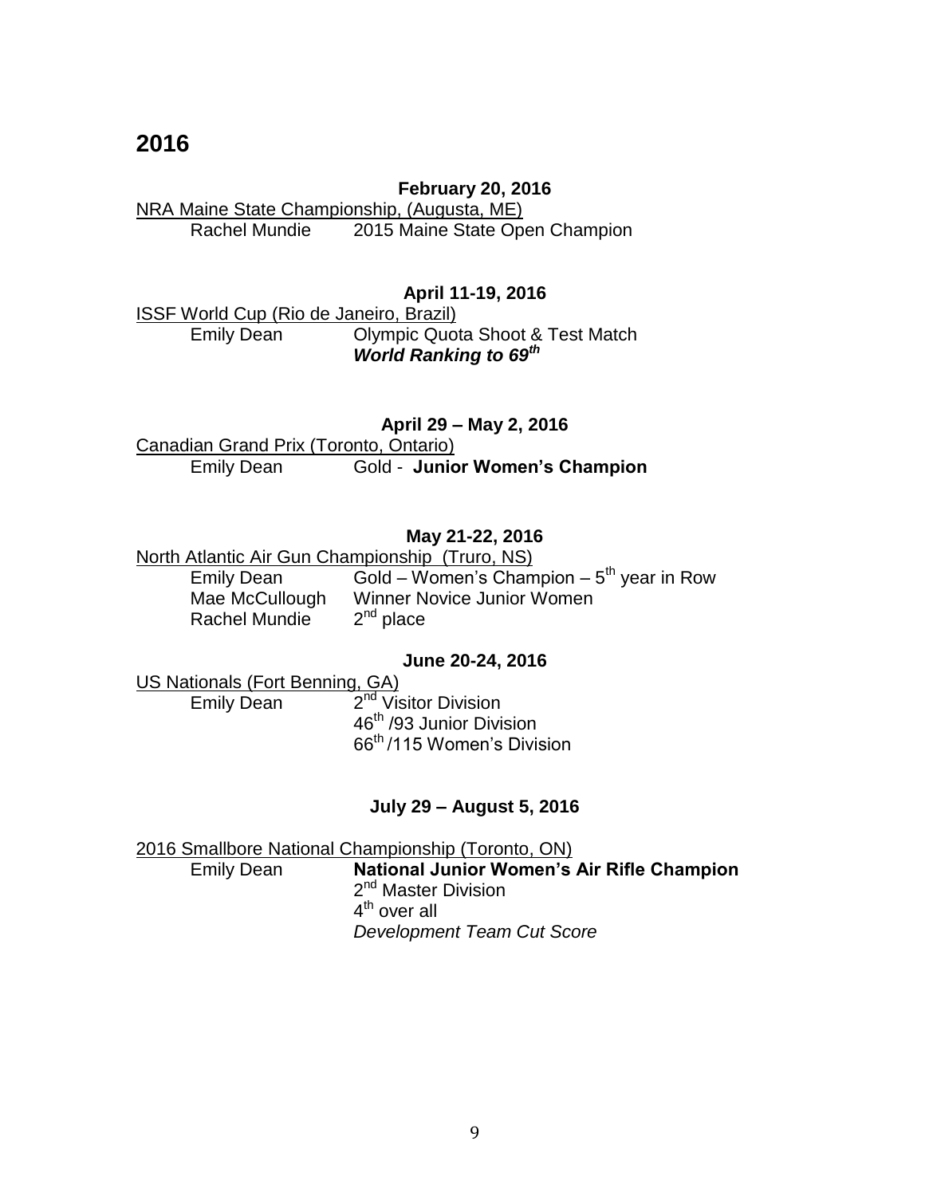# 2016

**February 20, 2016**

NRA Maine State Championship, (Augusta, ME)

Rachel Mundie — 2015 Maine State Open Champion

**April 11-19, 2016**

ISSF World Cup (Rio de Janeiro, Brazil)

Emily Dean — Olympic Quota Shoot & Test Match
***World Ranking to 69th***

**April 29 – May 2, 2016**

Canadian Grand Prix (Toronto, Ontario)

Emily Dean — Gold - **Junior Women's Champion**

**May 21-22, 2016**

North Atlantic Air Gun Championship (Truro, NS)

| | |
|---|---|
| Emily Dean | Gold – Women's Champion – 5th year in Row |
| Mae McCullough | Winner Novice Junior Women |
| Rachel Mundie | 2nd place |

**June 20-24, 2016**

US Nationals (Fort Benning, GA)

Emily Dean — 2nd Visitor Division
46th /93 Junior Division
66th /115 Women's Division

**July 29 – August 5, 2016**

2016 Smallbore National Championship (Toronto, ON)

Emily Dean — **National Junior Women's Air Rifle Champion**
2nd Master Division
4th over all
*Development Team Cut Score*